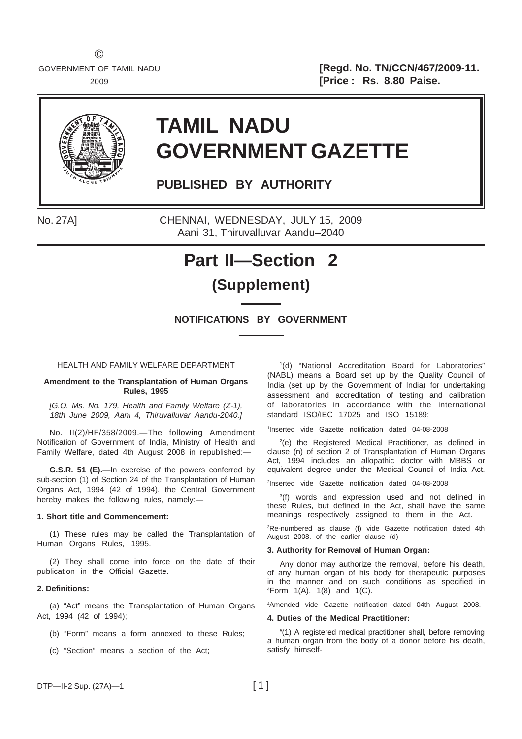©

GOVERNMENT OF TAMIL NADU
2009

**[Regd. No. TN/CCN/467/2009-11.**
**[Price : Rs. 8.80 Paise.**

# TAMIL NADU GOVERNMENT GAZETTE

**PUBLISHED BY AUTHORITY**

No. 27A] CHENNAI, WEDNESDAY, JULY 15, 2009
Aani 31, Thiruvalluvar Aandu–2040

# Part II—Section 2

## (Supplement)

### NOTIFICATIONS BY GOVERNMENT

HEALTH AND FAMILY WELFARE DEPARTMENT

**Amendment to the Transplantation of Human Organs Rules, 1995**

*[G.O. Ms. No. 179, Health and Family Welfare (Z-1), 18th June 2009, Aani 4, Thiruvalluvar Aandu-2040.]*

No. II(2)/HF/358/2009.—The following Amendment Notification of Government of India, Ministry of Health and Family Welfare, dated 4th August 2008 in republished:—

**G.S.R. 51 (E).—**In exercise of the powers conferred by sub-section (1) of Section 24 of the Transplantation of Human Organs Act, 1994 (42 of 1994), the Central Government hereby makes the following rules, namely:—

**1. Short title and Commencement:**

(1) These rules may be called the Transplantation of Human Organs Rules, 1995.

(2) They shall come into force on the date of their publication in the Official Gazette.

**2. Definitions:**

(a) "Act" means the Transplantation of Human Organs Act, 1994 (42 of 1994);

(b) "Form" means a form annexed to these Rules;

(c) "Section" means a section of the Act;

[1](d) "National Accreditation Board for Laboratories" (NABL) means a Board set up by the Quality Council of India (set up by the Government of India) for undertaking assessment and accreditation of testing and calibration of laboratories in accordance with the international standard ISO/IEC 17025 and ISO 15189;

[1]Inserted vide Gazette notification dated 04-08-2008

[2](e) the Registered Medical Practitioner, as defined in clause (n) of section 2 of Transplantation of Human Organs Act, 1994 includes an allopathic doctor with MBBS or equivalent degree under the Medical Council of India Act.

[2]Inserted vide Gazette notification dated 04-08-2008

[3](f) words and expression used and not defined in these Rules, but defined in the Act, shall have the same meanings respectively assigned to them in the Act.

[3]Re-numbered as clause (f) vide Gazette notification dated 4th August 2008. of the earlier clause (d)

**3. Authority for Removal of Human Organ:**

Any donor may authorize the removal, before his death, of any human organ of his body for therapeutic purposes in the manner and on such conditions as specified in [4]Form 1(A), 1(8) and 1(C).

[4]Amended vide Gazette notification dated 04th August 2008.

**4. Duties of the Medical Practitioner:**

[5](1) A registered medical practitioner shall, before removing a human organ from the body of a donor before his death, satisfy himself-

DTP—II-2 Sup. (27A)—1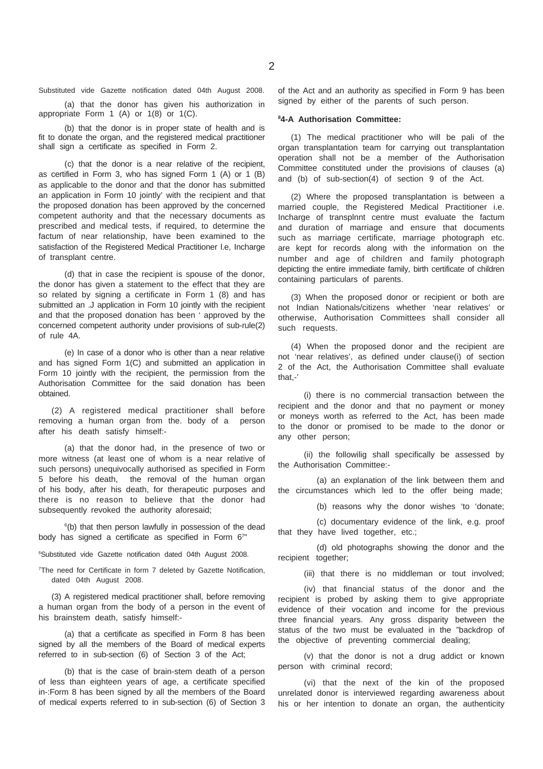Substituted vide Gazette notification dated 04th August 2008.

(a) that the donor has given his authorization in appropriate Form 1 (A) or 1(8) or 1(C).

(b) that the donor is in proper state of health and is fit to donate the organ, and the registered medical practitioner shall sign a certificate as specified in Form 2.

(c) that the donor is a near relative of the recipient, as certified in Form 3, who has signed Form 1 (A) or 1 (B) as applicable to the donor and that the donor has submitted an application in Form 10 jointly' with the recipient and that the proposed donation has been approved by the concerned competent authority and that the necessary documents as prescribed and medical tests, if required, to determine the factum of near relationship, have been examined to the satisfaction of the Registered Medical Practitioner l.e, Incharge of transplant centre.

(d) that in case the recipient is spouse of the donor, the donor has given a statement to the effect that they are so related by signing a certificate in Form 1 (8) and has submitted an .J application in Form 10 jointly with the recipient and that the proposed donation has been ' approved by the concerned competent authority under provisions of sub-rule(2) of rule 4A.

(e) In case of a donor who is other than a near relative and has signed Form 1(C) and submitted an application in Form 10 jointly with the recipient, the permission from the Authorisation Committee for the said donation has been obtained.

(2) A registered medical practitioner shall before removing a human organ from the. body of a person after his death satisfy himself:-

(a) that the donor had, in the presence of two or more witness (at least one of whom is a near relative of such persons) unequivocally authorised as specified in Form 5 before his death, the removal of the human organ of his body, after his death, for therapeutic purposes and there is no reason to believe that the donor had subsequently revoked the authority aforesaid;

[6](b) that then person lawfully in possession of the dead body has signed a certificate as specified in Form 6[7]"

[6]Substituted vide Gazette notification dated 04th August 2008.

[7]The need for Certificate in form 7 deleted by Gazette Notification, dated 04th August 2008.

(3) A registered medical practitioner shall, before removing a human organ from the body of a person in the event of his brainstem death, satisfy himself:-

(a) that a certificate as specified in Form 8 has been signed by all the members of the Board of medical experts referred to in sub-section (6) of Section 3 of the Act;

(b) that is the case of brain-stem death of a person of less than eighteen years of age, a certificate specified in-:Form 8 has been signed by all the members of the Board of medical experts referred to in sub-section (6) of Section 3 of the Act and an authority as specified in Form 9 has been signed by either of the parents of such person.

**[8]4-A Authorisation Committee:**

(1) The medical practitioner who will be pali of the organ transplantation team for carrying out transplantation operation shall not be a member of the Authorisation Committee constituted under the provisions of clauses (a) and (b) of sub-section(4) of section 9 of the Act.

(2) Where the proposed transplantation is between a married couple, the Registered Medical Practitioner i.e. Incharge of transplnnt centre must evaluate the factum and duration of marriage and ensure that documents such as marriage certificate, marriage photograph etc. are kept for records along with the information on the number and age of children and family photograph depicting the entire immediate family, birth certificate of children containing particulars of parents.

(3) When the proposed donor or recipient or both are not Indian Nationals/citizens whether 'near relatives' or otherwise, Authorisation Committees shall consider all such requests.

(4) When the proposed donor and the recipient are not 'near relatives', as defined under clause(i) of section 2 of the Act, the Authorisation Committee shall evaluate that,-'

(i) there is no commercial transaction between the recipient and the donor and that no payment or money or moneys worth as referred to the Act, has been made to the donor or promised to be made to the donor or any other person;

(ii) the followilig shall specifically be assessed by the Authorisation Committee:-

(a) an explanation of the link between them and the circumstances which led to the offer being made;

(b) reasons why the donor wishes 'to 'donate;

(c) documentary evidence of the link, e.g. proof that they have lived together, etc.;

(d) old photographs showing the donor and the recipient together;

(iii) that there is no middleman or tout involved;

(iv) that financial status of the donor and the recipient is probed by asking them to give appropriate evidence of their vocation and income for the previous three financial years. Any gross disparity between the status of the two must be evaluated in the "backdrop of the objective of preventing commercial dealing;

(v) that the donor is not a drug addict or known person with criminal record;

(vi) that the next of the kin of the proposed unrelated donor is interviewed regarding awareness about his or her intention to donate an organ, the authenticity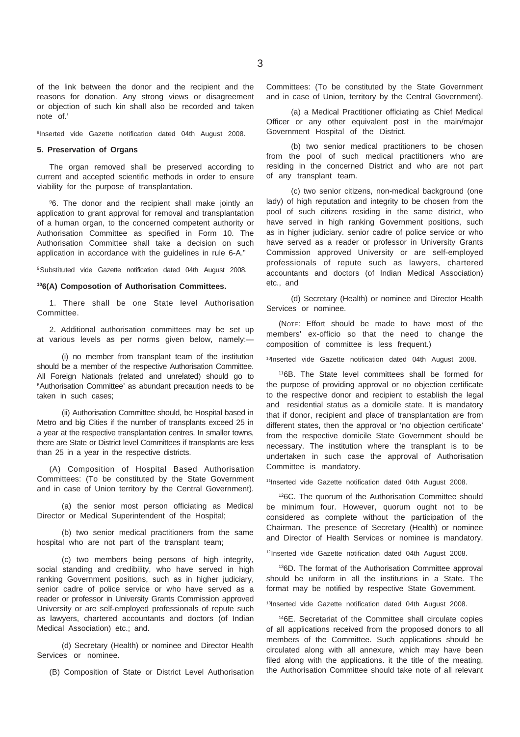of the link between the donor and the recipient and the reasons for donation. Any strong views or disagreement or objection of such kin shall also be recorded and taken note of.'

[8]Inserted vide Gazette notification dated 04th August 2008.

**5. Preservation of Organs**

The organ removed shall be preserved according to current and accepted scientific methods in order to ensure viability for the purpose of transplantation.

[9]6. The donor and the recipient shall make jointly an application to grant approval for removal and transplantation of a human organ, to the concerned competent authority or Authorisation Committee as specified in Form 10. The Authorisation Committee shall take a decision on such application in accordance with the guidelines in rule 6-A."

[9]Substituted vide Gazette notification dated 04th August 2008.

**[10]6(A) Composotion of Authorisation Committees.**

1. There shall be one State level Authorisation Committee.

2. Additional authorisation committees may be set up at various levels as per norms given below, namely:—

(i) no member from transplant team of the institution should be a member of the respective Authorisation Committee. All Foreign Nationals (related and unrelated) should go to [6]Authorisation Committee' as abundant precaution needs to be taken in such cases;

(ii) Authorisation Committee should, be Hospital based in Metro and big Cities if the number of transplants exceed 25 in a year at the respective transplantation centres. In smaller towns, there are State or District level Committees if transplants are less than 25 in a year in the respective districts.

(A) Composition of Hospital Based Authorisation Committees: (To be constituted by the State Government and in case of Union territory by the Central Government).

(a) the senior most person officiating as Medical Director or Medical Superintendent of the Hospital;

(b) two senior medical practitioners from the same hospital who are not part of the transplant team;

(c) two members being persons of high integrity, social standing and credibility, who have served in high ranking Government positions, such as in higher judiciary, senior cadre of police service or who have served as a reader or professor in University Grants Commission approved University or are self-employed professionals of repute such as lawyers, chartered accountants and doctors (of Indian Medical Association) etc.; and.

(d) Secretary (Health) or nominee and Director Health Services or nominee.

(B) Composition of State or District Level Authorisation Committees: (To be constituted by the State Government and in case of Union, territory by the Central Government).

(a) a Medical Practitioner officiating as Chief Medical Officer or any other equivalent post in the main/major Government Hospital of the District.

(b) two senior medical practitioners to be chosen from the pool of such medical practitioners who are residing in the concerned District and who are not part of any transplant team.

(c) two senior citizens, non-medical background (one lady) of high reputation and integrity to be chosen from the pool of such citizens residing in the same district, who have served in high ranking Government positions, such as in higher judiciary. senior cadre of police service or who have served as a reader or professor in University Grants Commission approved University or are self-employed professionals of repute such as lawyers, chartered accountants and doctors (of Indian Medical Association) etc., and

(d) Secretary (Health) or nominee and Director Health Services or nominee.

(Note: Effort should be made to have most of the members' ex-officio so that the need to change the composition of committee is less frequent.)

[10]Inserted vide Gazette notification dated 04th August 2008.

[11]6B. The State level committees shall be formed for the purpose of providing approval or no objection certificate to the respective donor and recipient to establish the legal and residential status as a domicile state. It is mandatory that if donor, recipient and place of transplantation are from different states, then the approval or 'no objection certificate' from the respective domicile State Government should be necessary. The institution where the transplant is to be undertaken in such case the approval of Authorisation Committee is mandatory.

[11]Inserted vide Gazette notification dated 04th August 2008.

[12]6C. The quorum of the Authorisation Committee should be minimum four. However, quorum ought not to be considered as complete without the participation of the Chairman. The presence of Secretary (Health) or nominee and Director of Health Services or nominee is mandatory.

[12]Inserted vide Gazette notification dated 04th August 2008.

[13]6D. The format of the Authorisation Committee approval should be uniform in all the institutions in a State. The format may be notified by respective State Government.

[13]Inserted vide Gazette notification dated 04th August 2008.

[14]6E. Secretariat of the Committee shall circulate copies of all applications received from the proposed donors to all members of the Committee. Such applications should be circulated along with all annexure, which may have been filed along with the applications. it the title of the meating, the Authorisation Committee should take note of all relevant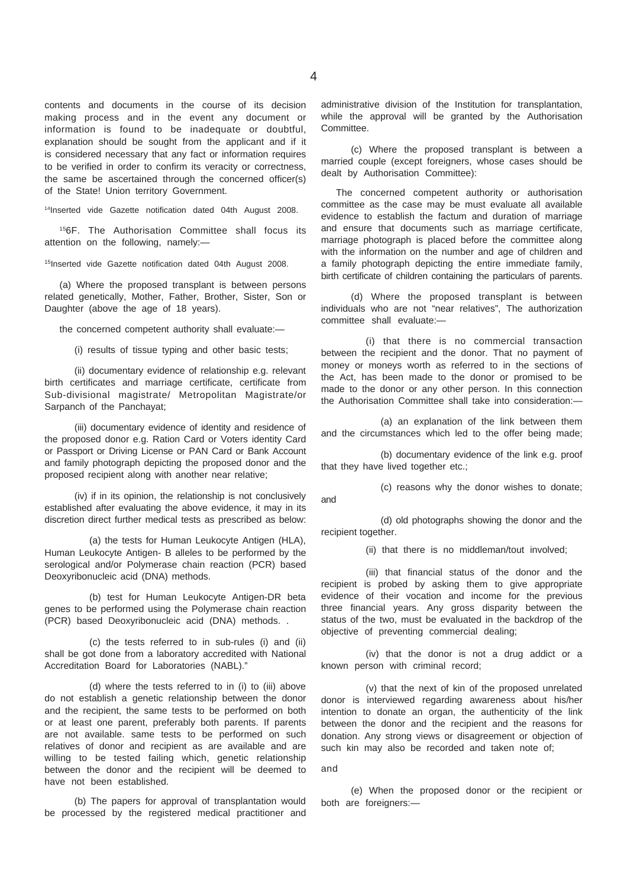contents and documents in the course of its decision making process and in the event any document or information is found to be inadequate or doubtful, explanation should be sought from the applicant and if it is considered necessary that any fact or information requires to be verified in order to confirm its veracity or correctness, the same be ascertained through the concerned officer(s) of the State! Union territory Government.

[14]Inserted vide Gazette notification dated 04th August 2008.

[15]6F. The Authorisation Committee shall focus its attention on the following, namely:—

[15]Inserted vide Gazette notification dated 04th August 2008.

(a) Where the proposed transplant is between persons related genetically, Mother, Father, Brother, Sister, Son or Daughter (above the age of 18 years).

the concerned competent authority shall evaluate:—

(i) results of tissue typing and other basic tests;

(ii) documentary evidence of relationship e.g. relevant birth certificates and marriage certificate, certificate from Sub-divisional magistrate/ Metropolitan Magistrate/or Sarpanch of the Panchayat;

(iii) documentary evidence of identity and residence of the proposed donor e.g. Ration Card or Voters identity Card or Passport or Driving License or PAN Card or Bank Account and family photograph depicting the proposed donor and the proposed recipient along with another near relative;

(iv) if in its opinion, the relationship is not conclusively established after evaluating the above evidence, it may in its discretion direct further medical tests as prescribed as below:

(a) the tests for Human Leukocyte Antigen (HLA), Human Leukocyte Antigen- B alleles to be performed by the serological and/or Polymerase chain reaction (PCR) based Deoxyribonucleic acid (DNA) methods.

(b) test for Human Leukocyte Antigen-DR beta genes to be performed using the Polymerase chain reaction (PCR) based Deoxyribonucleic acid (DNA) methods. .

(c) the tests referred to in sub-rules (i) and (ii) shall be got done from a laboratory accredited with National Accreditation Board for Laboratories (NABL)."

(d) where the tests referred to in (i) to (iii) above do not establish a genetic relationship between the donor and the recipient, the same tests to be performed on both or at least one parent, preferably both parents. If parents are not available. same tests to be performed on such relatives of donor and recipient as are available and are willing to be tested failing which, genetic relationship between the donor and the recipient will be deemed to have not been established.

(b) The papers for approval of transplantation would be processed by the registered medical practitioner and administrative division of the Institution for transplantation, while the approval will be granted by the Authorisation Committee.

(c) Where the proposed transplant is between a married couple (except foreigners, whose cases should be dealt by Authorisation Committee):

The concerned competent authority or authorisation committee as the case may be must evaluate all available evidence to establish the factum and duration of marriage and ensure that documents such as marriage certificate, marriage photograph is placed before the committee along with the information on the number and age of children and a family photograph depicting the entire immediate family, birth certificate of children containing the particulars of parents.

(d) Where the proposed transplant is between individuals who are not "near relatives", The authorization committee shall evaluate:—

(i) that there is no commercial transaction between the recipient and the donor. That no payment of money or moneys worth as referred to in the sections of the Act, has been made to the donor or promised to be made to the donor or any other person. In this connection the Authorisation Committee shall take into consideration:—

(a) an explanation of the link between them and the circumstances which led to the offer being made;

(b) documentary evidence of the link e.g. proof that they have lived together etc.;

(c) reasons why the donor wishes to donate; and

(d) old photographs showing the donor and the recipient together.

(ii) that there is no middleman/tout involved;

(iii) that financial status of the donor and the recipient is probed by asking them to give appropriate evidence of their vocation and income for the previous three financial years. Any gross disparity between the status of the two, must be evaluated in the backdrop of the objective of preventing commercial dealing;

(iv) that the donor is not a drug addict or a known person with criminal record;

(v) that the next of kin of the proposed unrelated donor is interviewed regarding awareness about his/her intention to donate an organ, the authenticity of the link between the donor and the recipient and the reasons for donation. Any strong views or disagreement or objection of such kin may also be recorded and taken note of;

and

(e) When the proposed donor or the recipient or both are foreigners:—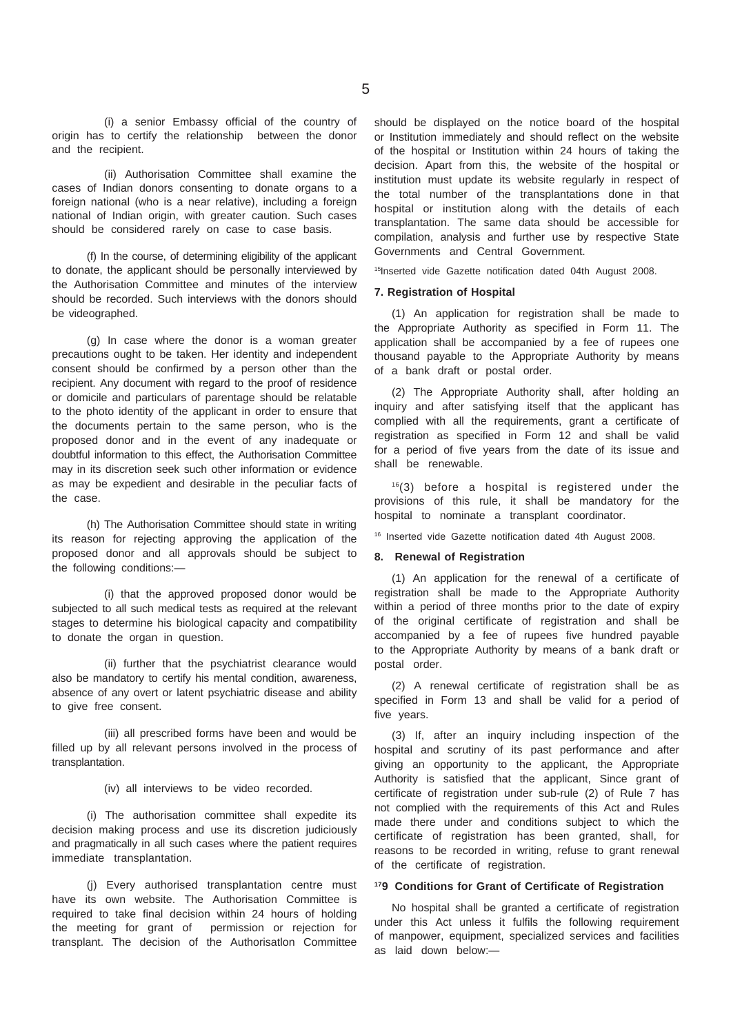(i) a senior Embassy official of the country of origin has to certify the relationship between the donor and the recipient.

(ii) Authorisation Committee shall examine the cases of Indian donors consenting to donate organs to a foreign national (who is a near relative), including a foreign national of Indian origin, with greater caution. Such cases should be considered rarely on case to case basis.

(f) In the course, of determining eligibility of the applicant to donate, the applicant should be personally interviewed by the Authorisation Committee and minutes of the interview should be recorded. Such interviews with the donors should be videographed.

(g) In case where the donor is a woman greater precautions ought to be taken. Her identity and independent consent should be confirmed by a person other than the recipient. Any document with regard to the proof of residence or domicile and particulars of parentage should be relatable to the photo identity of the applicant in order to ensure that the documents pertain to the same person, who is the proposed donor and in the event of any inadequate or doubtful information to this effect, the Authorisation Committee may in its discretion seek such other information or evidence as may be expedient and desirable in the peculiar facts of the case.

(h) The Authorisation Committee should state in writing its reason for rejecting approving the application of the proposed donor and all approvals should be subject to the following conditions:—

(i) that the approved proposed donor would be subjected to all such medical tests as required at the relevant stages to determine his biological capacity and compatibility to donate the organ in question.

(ii) further that the psychiatrist clearance would also be mandatory to certify his mental condition, awareness, absence of any overt or latent psychiatric disease and ability to give free consent.

(iii) all prescribed forms have been and would be filled up by all relevant persons involved in the process of transplantation.

(iv) all interviews to be video recorded.

(i) The authorisation committee shall expedite its decision making process and use its discretion judiciously and pragmatically in all such cases where the patient requires immediate transplantation.

(j) Every authorised transplantation centre must have its own website. The Authorisation Committee is required to take final decision within 24 hours of holding the meeting for grant of permission or rejection for transplant. The decision of the Authorisatlon Committee should be displayed on the notice board of the hospital or Institution immediately and should reflect on the website of the hospital or Institution within 24 hours of taking the decision. Apart from this, the website of the hospital or institution must update its website regularly in respect of the total number of the transplantations done in that hospital or institution along with the details of each transplantation. The same data should be accessible for compilation, analysis and further use by respective State Governments and Central Government.

[15]Inserted vide Gazette notification dated 04th August 2008.

**7. Registration of Hospital**

(1) An application for registration shall be made to the Appropriate Authority as specified in Form 11. The application shall be accompanied by a fee of rupees one thousand payable to the Appropriate Authority by means of a bank draft or postal order.

(2) The Appropriate Authority shall, after holding an inquiry and after satisfying itself that the applicant has complied with all the requirements, grant a certificate of registration as specified in Form 12 and shall be valid for a period of five years from the date of its issue and shall be renewable.

[16](3) before a hospital is registered under the provisions of this rule, it shall be mandatory for the hospital to nominate a transplant coordinator.

[16] Inserted vide Gazette notification dated 4th August 2008.

**8. Renewal of Registration**

(1) An application for the renewal of a certificate of registration shall be made to the Appropriate Authority within a period of three months prior to the date of expiry of the original certificate of registration and shall be accompanied by a fee of rupees five hundred payable to the Appropriate Authority by means of a bank draft or postal order.

(2) A renewal certificate of registration shall be as specified in Form 13 and shall be valid for a period of five years.

(3) If, after an inquiry including inspection of the hospital and scrutiny of its past performance and after giving an opportunity to the applicant, the Appropriate Authority is satisfied that the applicant, Since grant of certificate of registration under sub-rule (2) of Rule 7 has not complied with the requirements of this Act and Rules made there under and conditions subject to which the certificate of registration has been granted, shall, for reasons to be recorded in writing, refuse to grant renewal of the certificate of registration.

**[17]9 Conditions for Grant of Certificate of Registration**

No hospital shall be granted a certificate of registration under this Act unless it fulfils the following requirement of manpower, equipment, specialized services and facilities as laid down below:—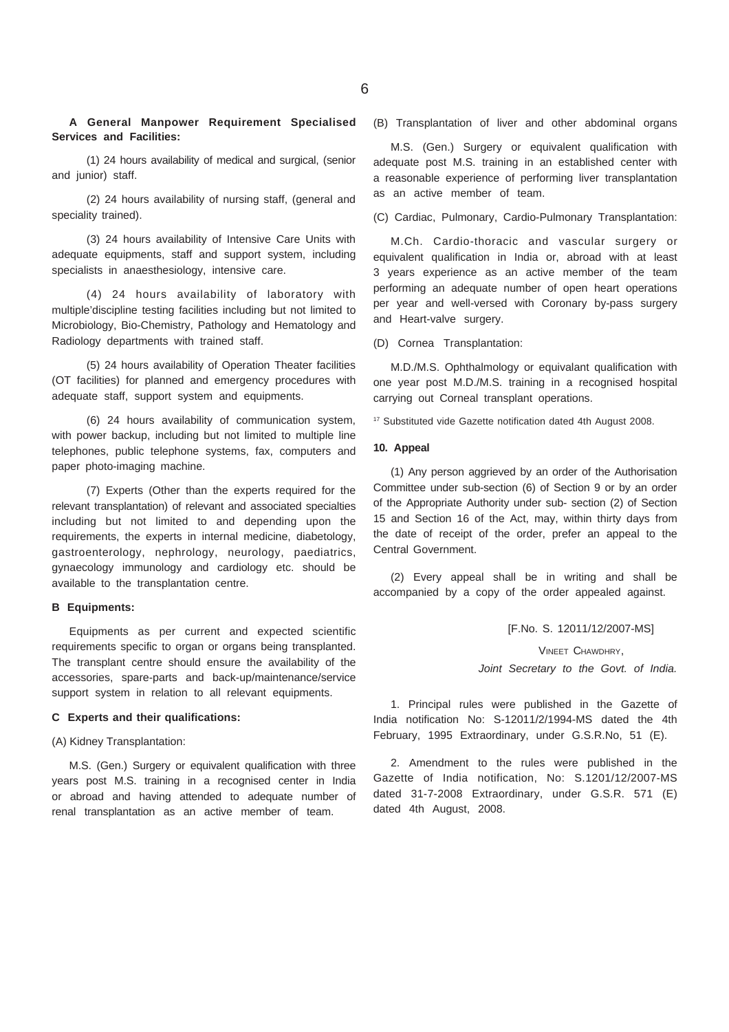**A General Manpower Requirement Specialised Services and Facilities:**

(1) 24 hours availability of medical and surgical, (senior and junior) staff.

(2) 24 hours availability of nursing staff, (general and speciality trained).

(3) 24 hours availability of Intensive Care Units with adequate equipments, staff and support system, including specialists in anaesthesiology, intensive care.

(4) 24 hours availability of laboratory with multiple'discipline testing facilities including but not limited to Microbiology, Bio-Chemistry, Pathology and Hematology and Radiology departments with trained staff.

(5) 24 hours availability of Operation Theater facilities (OT facilities) for planned and emergency procedures with adequate staff, support system and equipments.

(6) 24 hours availability of communication system, with power backup, including but not limited to multiple line telephones, public telephone systems, fax, computers and paper photo-imaging machine.

(7) Experts (Other than the experts required for the relevant transplantation) of relevant and associated specialties including but not limited to and depending upon the requirements, the experts in internal medicine, diabetology, gastroenterology, nephrology, neurology, paediatrics, gynaecology immunology and cardiology etc. should be available to the transplantation centre.

**B Equipments:**

Equipments as per current and expected scientific requirements specific to organ or organs being transplanted. The transplant centre should ensure the availability of the accessories, spare-parts and back-up/maintenance/service support system in relation to all relevant equipments.

**C Experts and their qualifications:**

(A) Kidney Transplantation:

M.S. (Gen.) Surgery or equivalent qualification with three years post M.S. training in a recognised center in India or abroad and having attended to adequate number of renal transplantation as an active member of team.

(B) Transplantation of liver and other abdominal organs

M.S. (Gen.) Surgery or equivalent qualification with adequate post M.S. training in an established center with a reasonable experience of performing liver transplantation as an active member of team.

(C) Cardiac, Pulmonary, Cardio-Pulmonary Transplantation:

M.Ch. Cardio-thoracic and vascular surgery or equivalent qualification in India or, abroad with at least 3 years experience as an active member of the team performing an adequate number of open heart operations per year and well-versed with Coronary by-pass surgery and Heart-valve surgery.

(D) Cornea Transplantation:

M.D./M.S. Ophthalmology or equivalant qualification with one year post M.D./M.S. training in a recognised hospital carrying out Corneal transplant operations.

[17] Substituted vide Gazette notification dated 4th August 2008.

**10. Appeal**

(1) Any person aggrieved by an order of the Authorisation Committee under sub-section (6) of Section 9 or by an order of the Appropriate Authority under sub- section (2) of Section 15 and Section 16 of the Act, may, within thirty days from the date of receipt of the order, prefer an appeal to the Central Government.

(2) Every appeal shall be in writing and shall be accompanied by a copy of the order appealed against.

[F.No. S. 12011/12/2007-MS]

VINEET CHAWDHRY,

*Joint Secretary to the Govt. of India.*

1. Principal rules were published in the Gazette of India notification No: S-12011/2/1994-MS dated the 4th February, 1995 Extraordinary, under G.S.R.No, 51 (E).

2. Amendment to the rules were published in the Gazette of India notification, No: S.1201/12/2007-MS dated 31-7-2008 Extraordinary, under G.S.R. 571 (E) dated 4th August, 2008.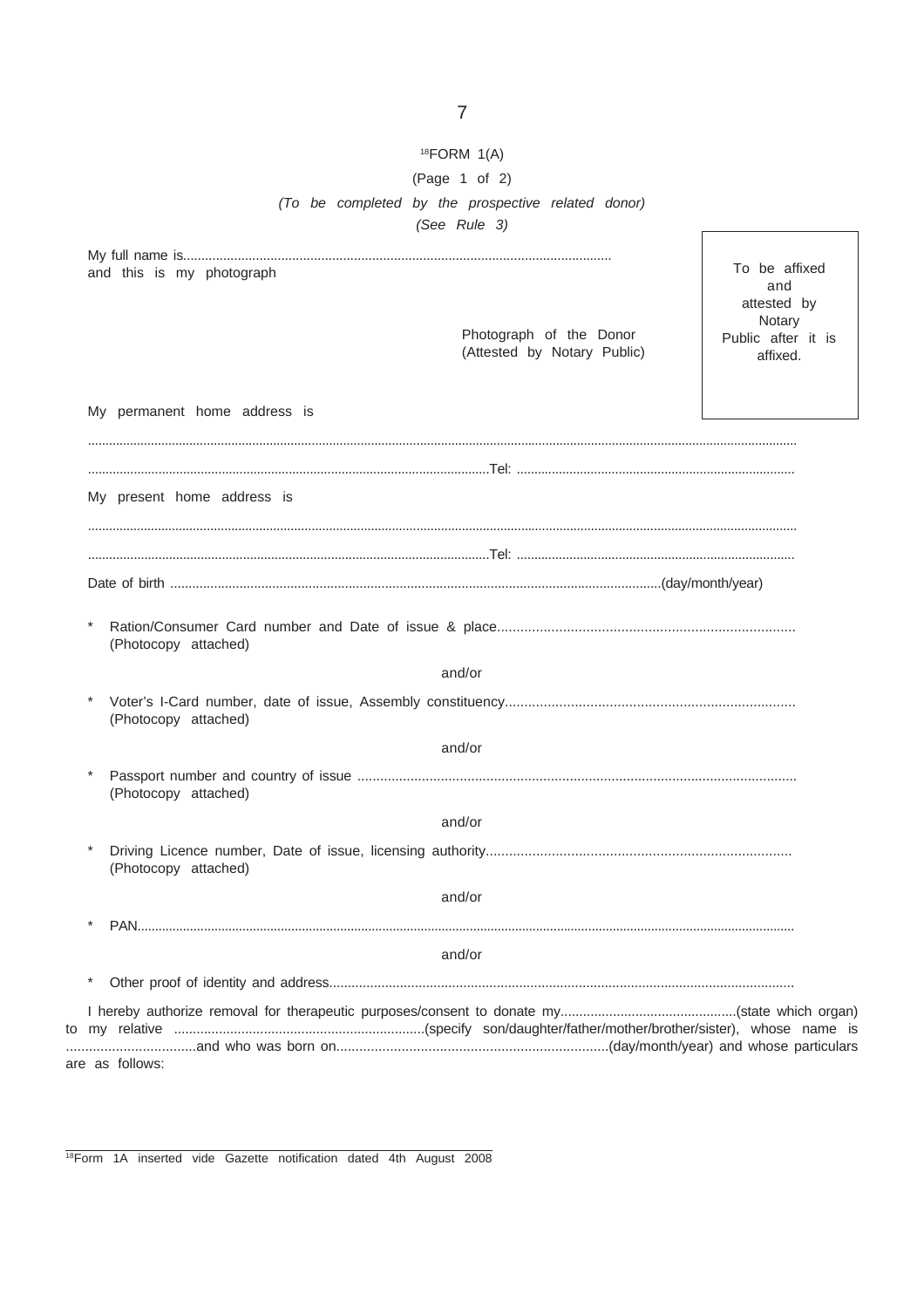[18]FORM 1(A)

(Page 1 of 2)

*(To be completed by the prospective related donor)*

*(See Rule 3)*

My full name is.................................................................................................................
and this is my photograph

Photograph of the Donor
(Attested by Notary Public)

To be affixed and attested by Notary Public after it is affixed.

My permanent home address is

..............................................................................................................................................................................................

..............................................................................................................Tel: ..............................................................................

My present home address is

..............................................................................................................................................................................................

..............................................................................................................Tel: ..............................................................................

Date of birth ....................................................................................................................................(day/month/year)

* Ration/Consumer Card number and Date of issue & place............................................................................
(Photocopy attached)

and/or

* Voter's I-Card number, date of issue, Assembly constituency..........................................................................
(Photocopy attached)

and/or

* Passport number and country of issue ..................................................................................................................
(Photocopy attached)

and/or

* Driving Licence number, Date of issue, licensing authority.............................................................................
(Photocopy attached)

and/or

* PAN.......................................................................................................................................................................................

and/or

* Other proof of identity and address...........................................................................................................................

I hereby authorize removal for therapeutic purposes/consent to donate my..............................................(state which organ) to my relative ..................................................................(specify son/daughter/father/mother/brother/sister), whose name is ..................................and who was born on......................................................................(day/month/year) and whose particulars are as follows:

[18]Form 1A inserted vide Gazette notification dated 4th August 2008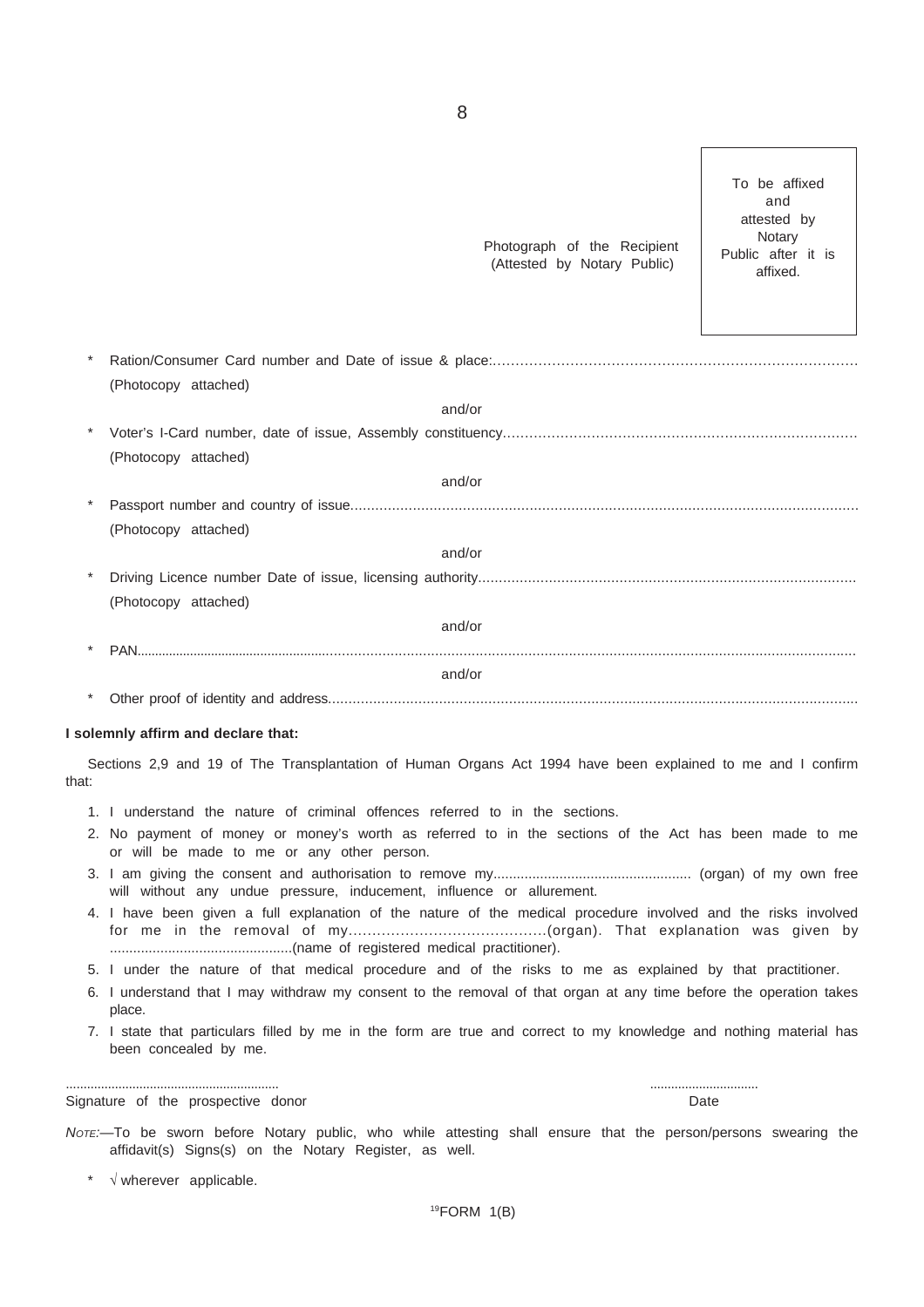Photograph of the Recipient (Attested by Notary Public)

| To be affixed and attested by Notary Public after it is affixed. |
|---|

\* Ration/Consumer Card number and Date of issue & place:.............................................................................. (Photocopy attached)

and/or

\* Voter's I-Card number, date of issue, Assembly constituency.............................................................................. (Photocopy attached)

and/or

\* Passport number and country of issue.............................................................................................................. (Photocopy attached)

and/or

\* Driving Licence number Date of issue, licensing authority.......................................................................................... (Photocopy attached)

and/or

\* PAN..............................................................................................................................................................

and/or

\* Other proof of identity and address...............................................................................................................

**I solemnly affirm and declare that:**

Sections 2,9 and 19 of The Transplantation of Human Organs Act 1994 have been explained to me and I confirm that:

1. I understand the nature of criminal offences referred to in the sections.
2. No payment of money or money's worth as referred to in the sections of the Act has been made to me or will be made to me or any other person.
3. I am giving the consent and authorisation to remove my.................................................. (organ) of my own free will without any undue pressure, inducement, influence or allurement.
4. I have been given a full explanation of the nature of the medical procedure involved and the risks involved for me in the removal of my..........................................(organ). That explanation was given by ..............................................(name of registered medical practitioner).
5. I under the nature of that medical procedure and of the risks to me as explained by that practitioner.
6. I understand that I may withdraw my consent to the removal of that organ at any time before the operation takes place.
7. I state that particulars filled by me in the form are true and correct to my knowledge and nothing material has been concealed by me.

............................................................ ..............................

Signature of the prospective donor Date

*NOTE:*—To be sworn before Notary public, who while attesting shall ensure that the person/persons swearing the affidavit(s) Signs(s) on the Notary Register, as well.

\* √ wherever applicable.

[19]FORM 1(B)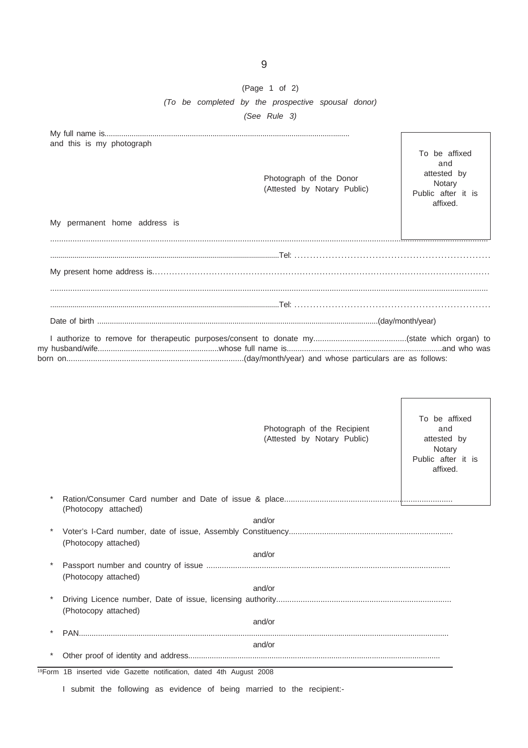(Page 1 of 2)

*(To be completed by the prospective spousal donor)*

*(See Rule 3)*

My full name is......................................................................................................................
and this is my photograph

Photograph of the Donor
(Attested by Notary Public)

To be affixed and attested by Notary Public after it is affixed.

My permanent home address is

.............................................................................................................................................................................................

...............................................................................................................Tel: ..............................................................

My present home address is.........................................................................................................................

.............................................................................................................................................................................................

...............................................................................................................Tel: ..............................................................

Date of birth .........................................................................................................................................(day/month/year)

I authorize to remove for therapeutic purposes/consent to donate my..........................................(state which organ) to my husband/wife.......................................................whose full name is......................................................................and who was born on................................................................................(day/month/year) and whose particulars are as follows:

Photograph of the Recipient
(Attested by Notary Public)

To be affixed and attested by Notary Public after it is affixed.

- * Ration/Consumer Card number and Date of issue & place..........................................................................
(Photocopy attached)

and/or

- * Voter's I-Card number, date of issue, Assembly Constituency.........................................................................
(Photocopy attached)

and/or

- * Passport number and country of issue .............................................................................................................
(Photocopy attached)

and/or

- * Driving Licence number, Date of issue, licensing authority..............................................................................
(Photocopy attached)

and/or

- * PAN.........................................................................................................................................................................

and/or

- * Other proof of identity and address....................................................................................................................

[19]Form 1B inserted vide Gazette notification, dated 4th August 2008

I submit the following as evidence of being married to the recipient:-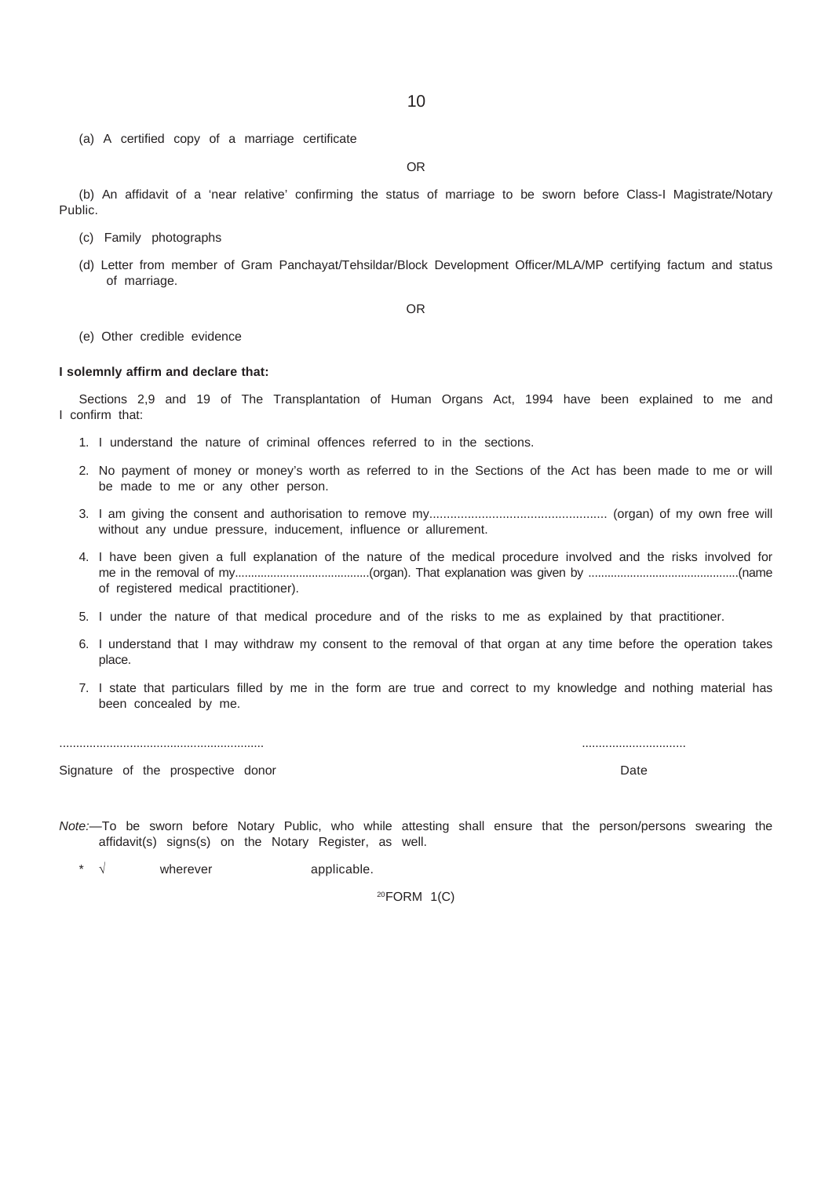(a) A certified copy of a marriage certificate

OR

(b) An affidavit of a 'near relative' confirming the status of marriage to be sworn before Class-I Magistrate/Notary Public.

(c) Family photographs

(d) Letter from member of Gram Panchayat/Tehsildar/Block Development Officer/MLA/MP certifying factum and status of marriage.

OR

(e) Other credible evidence

**I solemnly affirm and declare that:**

Sections 2,9 and 19 of The Transplantation of Human Organs Act, 1994 have been explained to me and I confirm that:

1. I understand the nature of criminal offences referred to in the sections.
2. No payment of money or money's worth as referred to in the Sections of the Act has been made to me or will be made to me or any other person.
3. I am giving the consent and authorisation to remove my................................................... (organ) of my own free will without any undue pressure, inducement, influence or allurement.
4. I have been given a full explanation of the nature of the medical procedure involved and the risks involved for me in the removal of my.........................................(organ). That explanation was given by ..............................................(name of registered medical practitioner).
5. I under the nature of that medical procedure and of the risks to me as explained by that practitioner.
6. I understand that I may withdraw my consent to the removal of that organ at any time before the operation takes place.
7. I state that particulars filled by me in the form are true and correct to my knowledge and nothing material has been concealed by me.

............................................................ ...............................

Signature of the prospective donor Date

*Note:*—To be sworn before Notary Public, who while attesting shall ensure that the person/persons swearing the affidavit(s) signs(s) on the Notary Register, as well.

\* √ wherever applicable.

[20]FORM 1(C)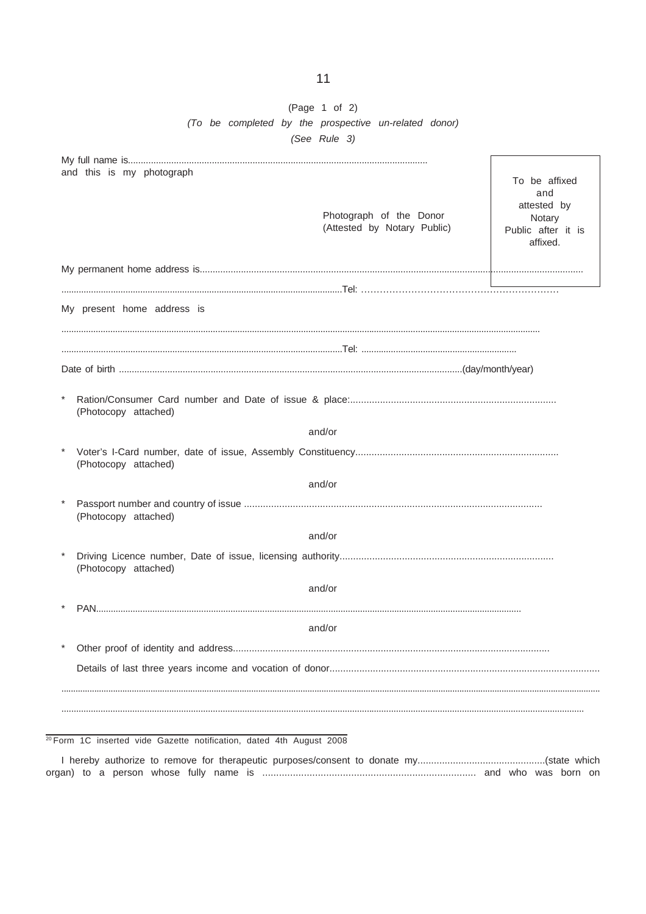(Page 1 of 2)

*(To be completed by the prospective un-related donor)*

*(See Rule 3)*

My full name is.......................................................................................................................

and this is my photograph

Photograph of the Donor
(Attested by Notary Public)

| To be affixed and attested by Notary Public after it is affixed. |
|---|

My permanent home address is....................................................................................................................................................

..................................................................................................................Tel: ………………………………………………………

My present home address is

...................................................................................................................................................................................................

..................................................................................................................Tel: ..............................................................

Date of birth ......................................................................................................................................(day/month/year)

\* Ration/Consumer Card number and Date of issue & place:............................................................................
(Photocopy attached)

and/or

\* Voter's I-Card number, date of issue, Assembly Constituency..........................................................................
(Photocopy attached)

and/or

\* Passport number and country of issue .............................................................................................................
(Photocopy attached)

and/or

\* Driving Licence number, Date of issue, licensing authority..............................................................................
(Photocopy attached)

and/or

\* PAN..........................................................................................................................................................................

and/or

\* Other proof of identity and address....................................................................................................................

Details of last three years income and vocation of donor...................................................................................................

...................................................................................................................................................................................................

...................................................................................................................................................................................................

[20] Form 1C inserted vide Gazette notification, dated 4th August 2008

I hereby authorize to remove for therapeutic purposes/consent to donate my..............................................(state which organ) to a person whose fully name is ............................................................................ and who was born on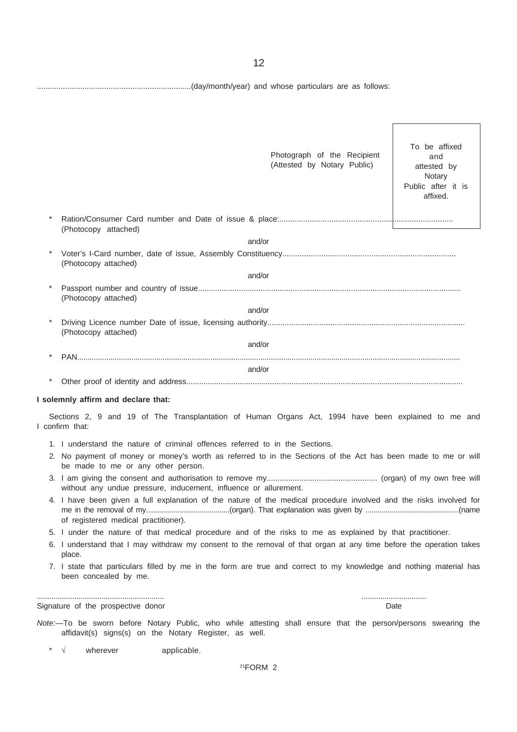.......................................................................(day/month/year) and whose particulars are as follows:

Photograph of the Recipient (Attested by Notary Public)

To be affixed and attested by Notary Public after it is affixed.

- * Ration/Consumer Card number and Date of issue & place:.............................................................................. (Photocopy attached)

and/or

- * Voter's I-Card number, date of issue, Assembly Constituency............................................................................... (Photocopy attached)

and/or

- * Passport number and country of issue........................................................................................................................ (Photocopy attached)

and/or

- * Driving Licence number Date of issue, licensing authority.......................................................................................... (Photocopy attached)

and/or

- * PAN...................................................................................................................................................................................

and/or

- * Other proof of identity and address...............................................................................................................................

**I solemnly affirm and declare that:**

Sections 2, 9 and 19 of The Transplantation of Human Organs Act, 1994 have been explained to me and I confirm that:

1. I understand the nature of criminal offences referred to in the Sections.
2. No payment of money or money's worth as referred to in the Sections of the Act has been made to me or will be made to me or any other person.
3. I am giving the consent and authorisation to remove my.................................................. (organ) of my own free will without any undue pressure, inducement, influence or allurement.
4. I have been given a full explanation of the nature of the medical procedure involved and the risks involved for me in the removal of my.........................................(organ). That explanation was given by .............................................(name of registered medical practitioner).
5. I under the nature of that medical procedure and of the risks to me as explained by that practitioner.
6. I understand that I may withdraw my consent to the removal of that organ at any time before the operation takes place.
7. I state that particulars filled by me in the form are true and correct to my knowledge and nothing material has been concealed by me.

............................................................ ..............................

Signature of the prospective donor Date

*Note:*—To be sworn before Notary Public, who while attesting shall ensure that the person/persons swearing the affidavit(s) signs(s) on the Notary Register, as well.

* √ wherever applicable.

[21]FORM 2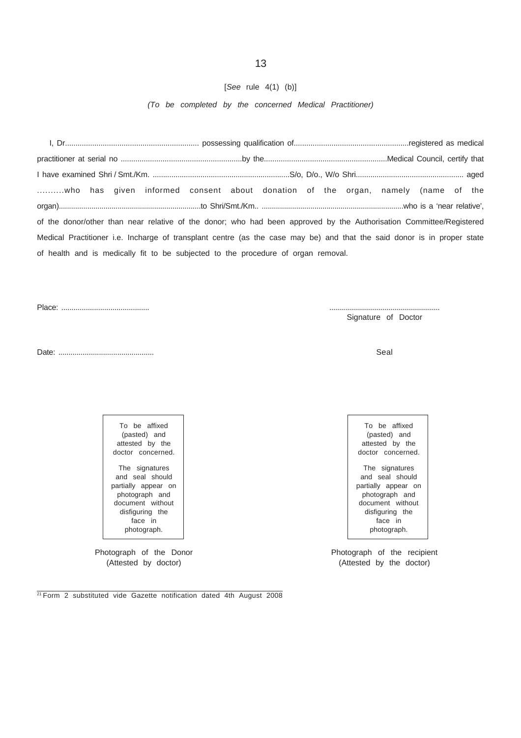[*See* rule 4(1) (b)]

*(To be completed by the concerned Medical Practitioner)*

I, Dr................................................................ possessing qualification of.......................................................registered as medical practitioner at serial no ..........................................................by the...........................................................Medical Council, certify that I have examined Shri / Smt./Km. ..................................................................S/o, D/o., W/o Shri.................................................... aged ..........who has given informed consent about donation of the organ, namely (name of the organ).....................................................................to Shri/Smt./Km.. .....................................................................who is a 'near relative', of the donor/other than near relative of the donor; who had been approved by the Authorisation Committee/Registered Medical Practitioner i.e. Incharge of transplant centre (as the case may be) and that the said donor is in proper state of health and is medically fit to be subjected to the procedure of organ removal.

Place: ...........................................

.......................................................
Signature of Doctor

Date: ...............................................

Seal

| To be affixed (pasted) and attested by the doctor concerned. The signatures and seal should partially appear on photograph and document without disfiguring the face in photograph. | To be affixed (pasted) and attested by the doctor concerned. The signatures and seal should partially appear on photograph and document without disfiguring the face in photograph. |
|---|---|
| Photograph of the Donor (Attested by doctor) | Photograph of the recipient (Attested by the doctor) |

[21] Form 2 substituted vide Gazette notification dated 4th August 2008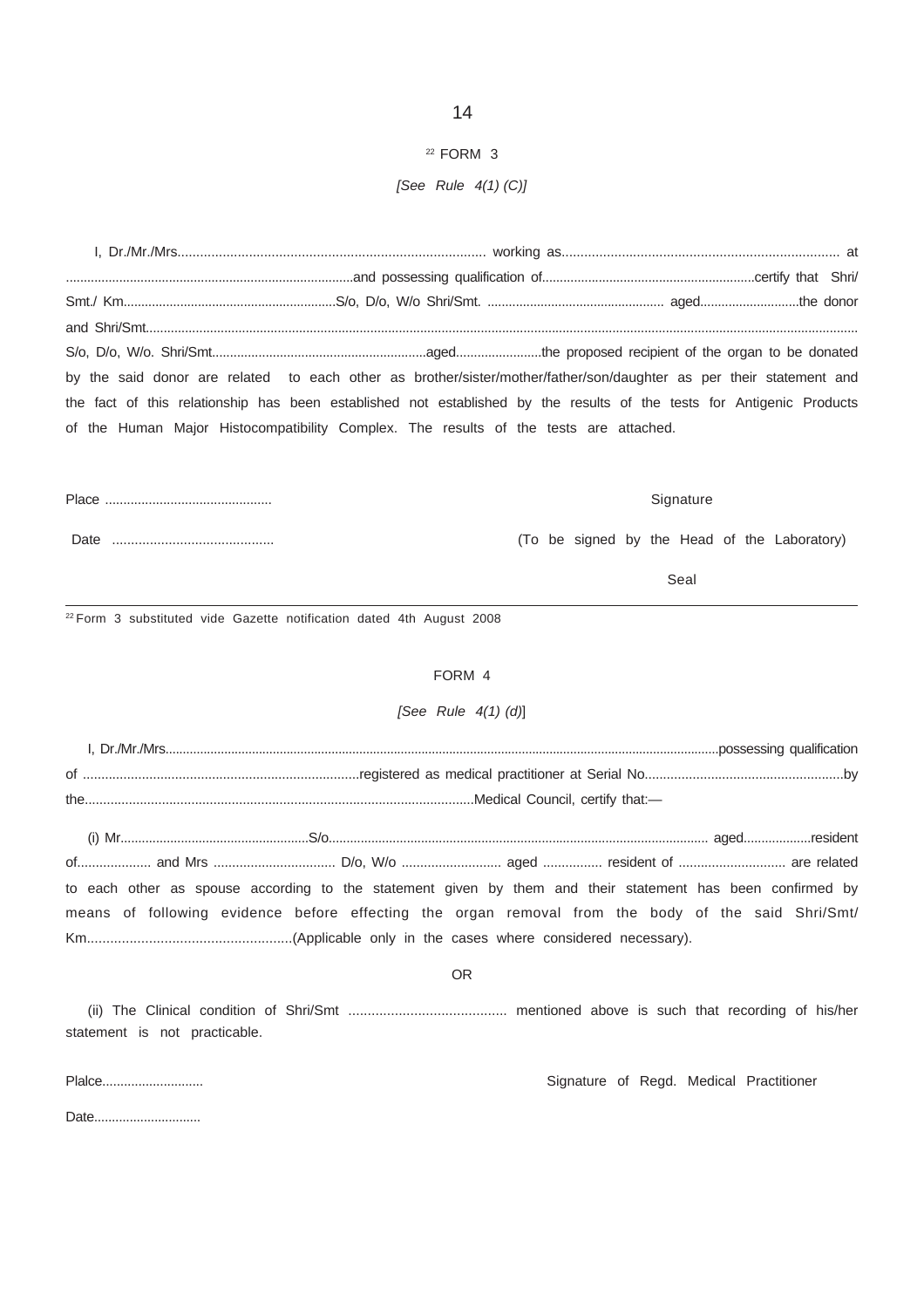## [22] FORM 3

*[See Rule 4(1) (C)]*

I, Dr./Mr./Mrs.................................................................................. working as.......................................................................... at ..................................................................................and possessing qualification of...........................................................certify that Shri/ Smt./ Km...........................................................S/o, D/o, W/o Shri/Smt. ................................................. aged............................the donor and Shri/Smt.................................................................................................................................................................................................. S/o, D/o, W/o. Shri/Smt...........................................................aged........................the proposed recipient of the organ to be donated by the said donor are related to each other as brother/sister/mother/father/son/daughter as per their statement and the fact of this relationship has been established not established by the results of the tests for Antigenic Products of the Human Major Histocompatibility Complex. The results of the tests are attached.

Place .............................................

Date ...........................................

Signature

(To be signed by the Head of the Laboratory)

Seal

---

[22] Form 3 substituted vide Gazette notification dated 4th August 2008

## FORM 4

*[See Rule 4(1) (d)*]

I, Dr./Mr./Mrs.........................................................................................................................................................possessing qualification of ...........................................................................registered as medical practitioner at Serial No......................................................by the.........................................................................................................Medical Council, certify that:—

(i) Mr.....................................................S/o............................................................................................................ aged...................resident of.................... and Mrs ................................. D/o, W/o ........................... aged ................ resident of ............................ are related to each other as spouse according to the statement given by them and their statement has been confirmed by means of following evidence before effecting the organ removal from the body of the said Shri/Smt/ Km.....................................................(Applicable only in the cases where considered necessary).

OR

(ii) The Clinical condition of Shri/Smt .......................................... mentioned above is such that recording of his/her statement is not practicable.

Plalce............................

Date.............................

Signature of Regd. Medical Practitioner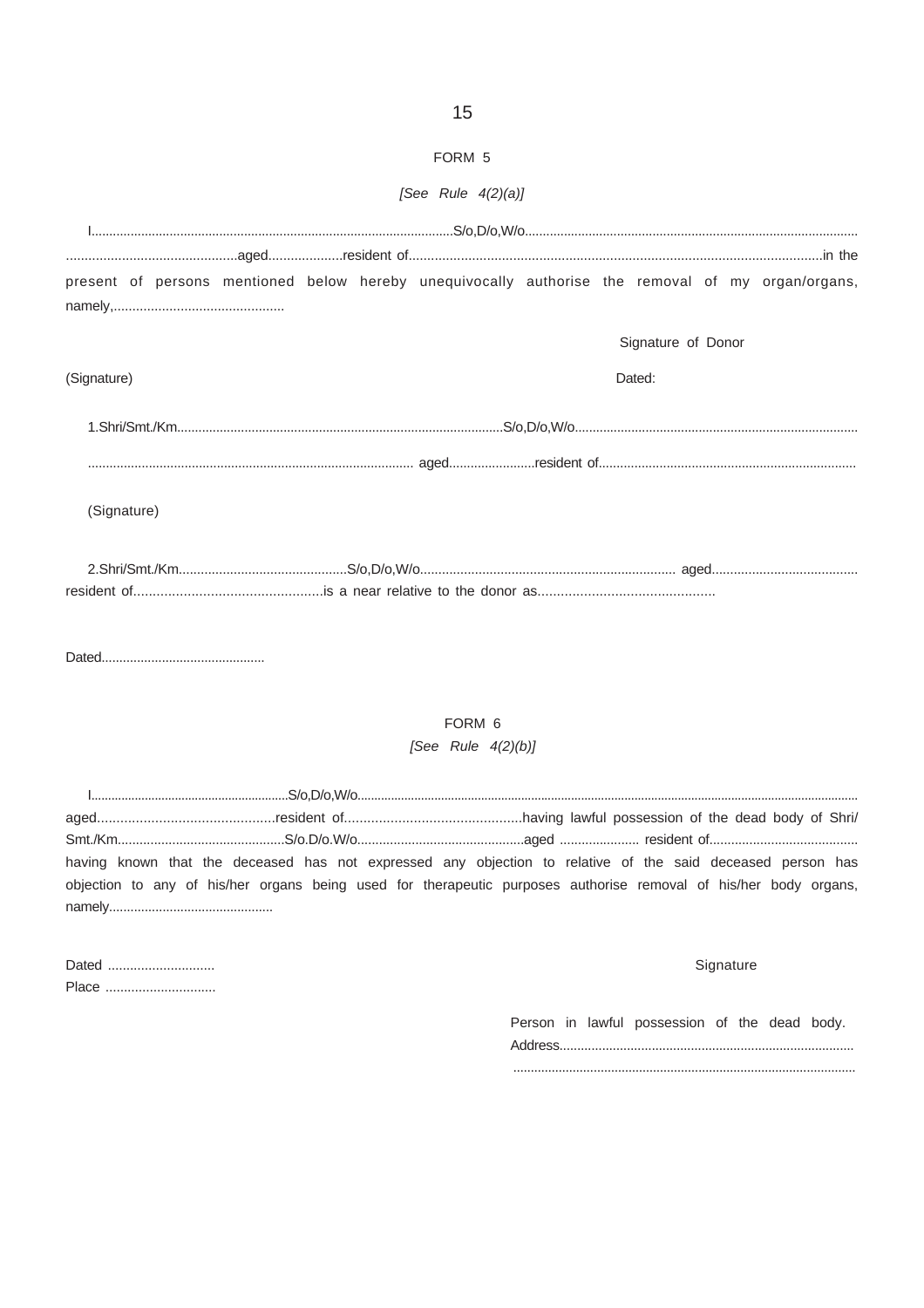## FORM 5

*[See Rule 4(2)(a)]*

I.......................................................................................................S/o,D/o,W/o..............................................................................................
..............................................aged....................resident of...............................................................................................................in the present of persons mentioned below hereby unequivocally authorise the removal of my organ/organs, namely,...............................................

Signature of Donor

(Signature) Dated:

1.Shri/Smt./Km............................................................................................S/o,D/o,W/o................................................................................

.......................................................................................... aged........................resident of........................................................................

(Signature)

2.Shri/Smt./Km.............................................S/o,D/o,W/o...................................................................... aged........................................
resident of.................................................is a near relative to the donor as.............................................

Dated.............................................

## FORM 6

*[See Rule 4(2)(b)]*

I..........................................................S/o,D/o,W/o..................................................................................................................................................
aged.............................................resident of.............................................having lawful possession of the dead body of Shri/ Smt./Km..............................................S/o.D/o.W/o..............................................aged ...................... resident of.........................................
having known that the deceased has not expressed any objection to relative of the said deceased person has objection to any of his/her organs being used for therapeutic purposes authorise removal of his/her body organs, namely..............................................

Dated .............................
Place ..............................

Signature

Person in lawful possession of the dead body.
Address..................................................................................
.................................................................................................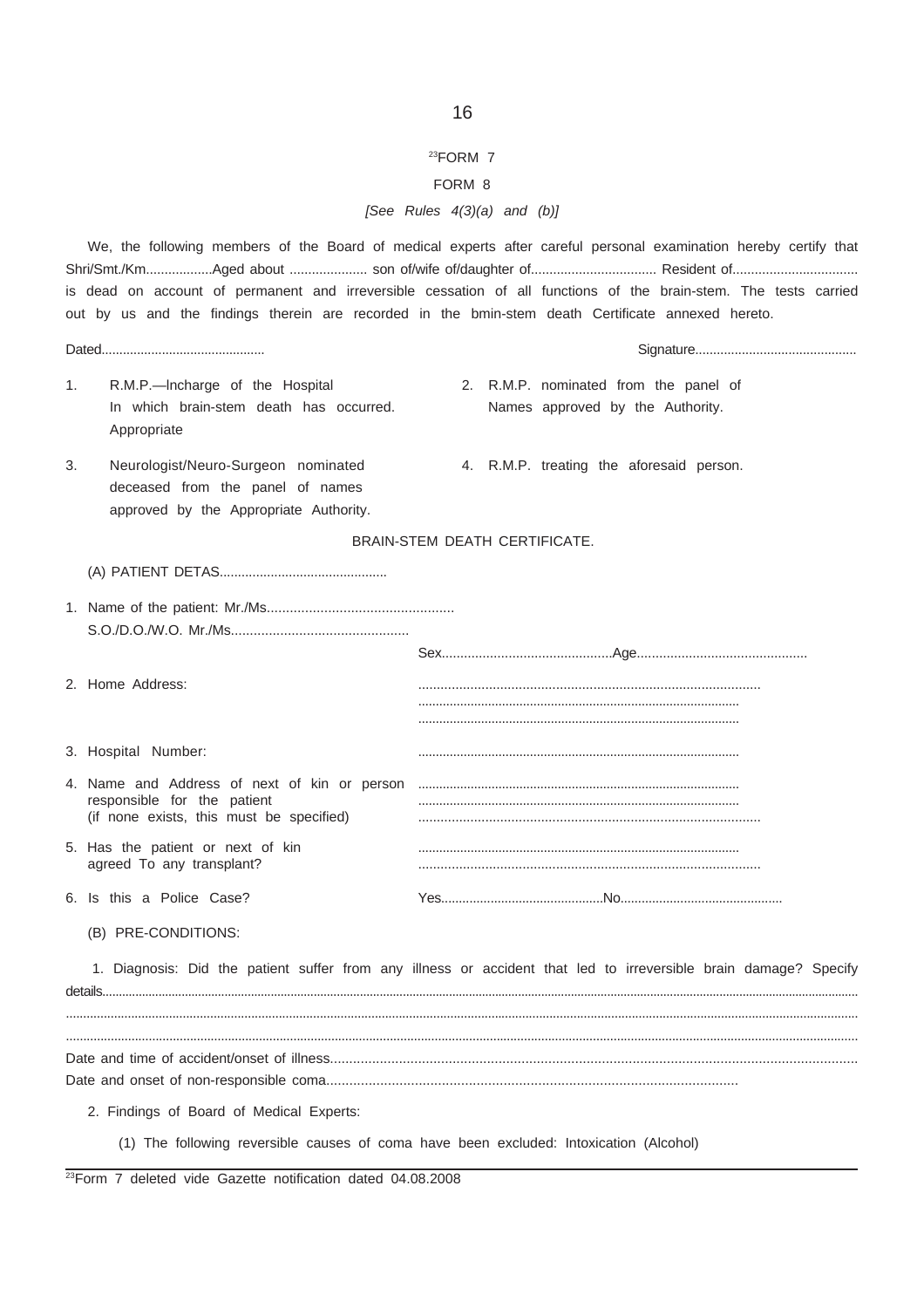FORM 7[23]

FORM 8

*[See Rules 4(3)(a) and (b)]*

We, the following members of the Board of medical experts after careful personal examination hereby certify that Shri/Smt./Km..................Aged about ..................... son of/wife of/daughter of.................................. Resident of.................................. is dead on account of permanent and irreversible cessation of all functions of the brain-stem. The tests carried out by us and the findings therein are recorded in the bmin-stem death Certificate annexed hereto.

Dated.............................................                                                                  Signature.............................................

1. R.M.P.—Incharge of the Hospital In which brain-stem death has occurred. Appropriate
2. R.M.P. nominated from the panel of Names approved by the Authority.
3. Neurologist/Neuro-Surgeon nominated deceased from the panel of names approved by the Appropriate Authority.
4. R.M.P. treating the aforesaid person.

BRAIN-STEM DEATH CERTIFICATE.

(A) PATIENT DETAS.............................................

1. Name of the patient: Mr./Ms.................................................
   S.O./D.O./W.O. Mr./Ms...............................................
   Sex..............................................Age.............................................

2. Home Address: ...........................................................................................

3. Hospital Number: ...........................................................................................

4. Name and Address of next of kin or person responsible for the patient (if none exists, this must be specified) ...........................................................................................

5. Has the patient or next of kin agreed To any transplant? ...........................................................................................

6. Is this a Police Case? Yes..............................................No.............................................

(B) PRE-CONDITIONS:

1. Diagnosis: Did the patient suffer from any illness or accident that led to irreversible brain damage? Specify details.........................................................................................................................................................................

Date and time of accident/onset of illness.........................................................................................................................................

Date and onset of non-responsible coma...........................................................................................................

2. Findings of Board of Medical Experts:

(1) The following reversible causes of coma have been excluded: Intoxication (Alcohol)

---

[23]Form 7 deleted vide Gazette notification dated 04.08.2008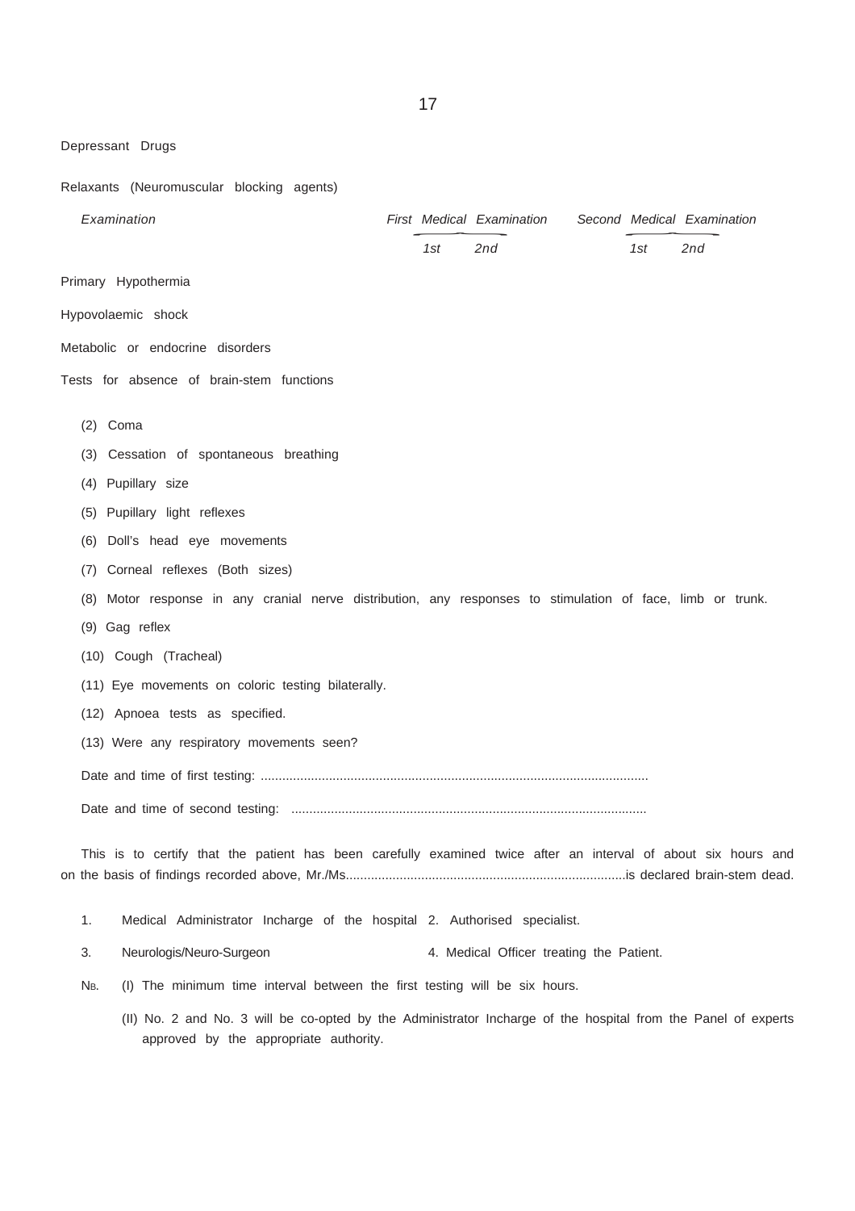Depressant Drugs

Relaxants (Neuromuscular blocking agents)

| *Examination* | *First Medical Examination* | | *Second Medical Examination* | |
|---|---|---|---|---|
| | *1st* | *2nd* | *1st* | *2nd* |

Primary Hypothermia

Hypovolaemic shock

Metabolic or endocrine disorders

Tests for absence of brain-stem functions

(2) Coma

(3) Cessation of spontaneous breathing

(4) Pupillary size

(5) Pupillary light reflexes

(6) Doll's head eye movements

(7) Corneal reflexes (Both sizes)

(8) Motor response in any cranial nerve distribution, any responses to stimulation of face, limb or trunk.

(9) Gag reflex

(10) Cough (Tracheal)

(11) Eye movements on coloric testing bilaterally.

(12) Apnoea tests as specified.

(13) Were any respiratory movements seen?

Date and time of first testing: ............................................................................................................

Date and time of second testing: ..................................................................................................

This is to certify that the patient has been carefully examined twice after an interval of about six hours and on the basis of findings recorded above, Mr./Ms.............................................................................is declared brain-stem dead.

1. Medical Administrator Incharge of the hospital 2. Authorised specialist.

3. Neurologis/Neuro-Surgeon 4. Medical Officer treating the Patient.

NB. (I) The minimum time interval between the first testing will be six hours.

(II) No. 2 and No. 3 will be co-opted by the Administrator Incharge of the hospital from the Panel of experts approved by the appropriate authority.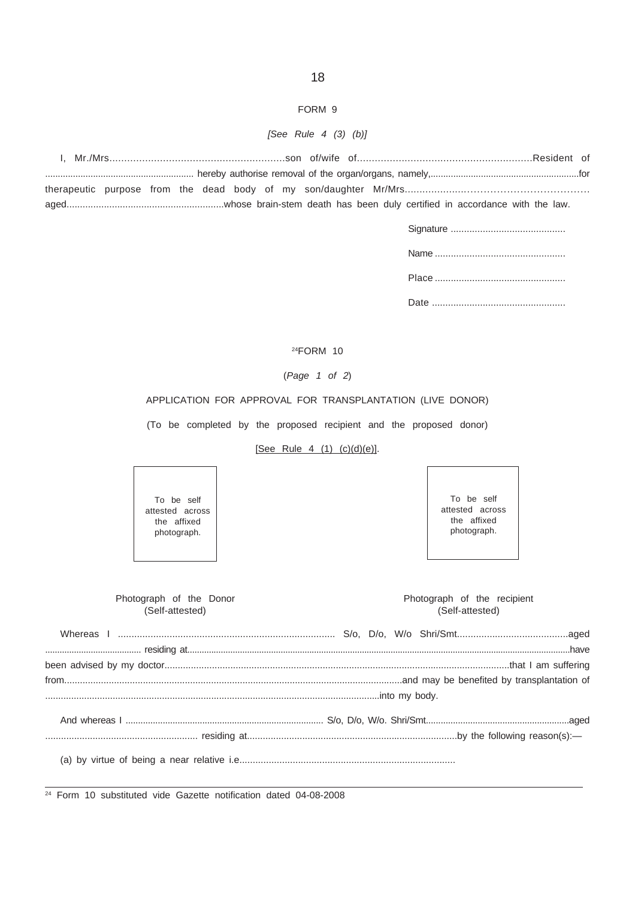FORM 9

*[See Rule 4 (3) (b)]*

I, Mr./Mrs...........................................................son of/wife of...........................................................Resident of ........................................................... hereby authorise removal of the organ/organs, namely,...........................................................for therapeutic purpose from the dead body of my son/daughter Mr/Mrs........................................................... aged...........................................................whose brain-stem death has been duly certified in accordance with the law.

Signature ...........................................

Name .................................................

Place .................................................

Date ..................................................

[24]FORM 10

(*Page 1 of 2*)

APPLICATION FOR APPROVAL FOR TRANSPLANTATION (LIVE DONOR)

(To be completed by the proposed recipient and the proposed donor)

[See Rule 4 (1) (c)(d)(e)].

| To be self attested across the affixed photograph. | To be self attested across the affixed photograph. |
|---|---|
| Photograph of the Donor (Self-attested) | Photograph of the recipient (Self-attested) |

Whereas I ................................................................................ S/o, D/o, W/o Shri/Smt.........................................aged ....................................... residing at..................................................................................................................................................have been advised by my doctor...................................................................................................................that I am suffering from...................................................................................................................and may be benefited by transplantation of .................................................................................................................into my body.

And whereas I ................................................................................ S/o, D/o, W/o. Shri/Smt..........................................................aged ......................................................... residing at...............................................................................by the following reason(s):—

(a) by virtue of being a near relative i.e.................................................................................

---

[24] Form 10 substituted vide Gazette notification dated 04-08-2008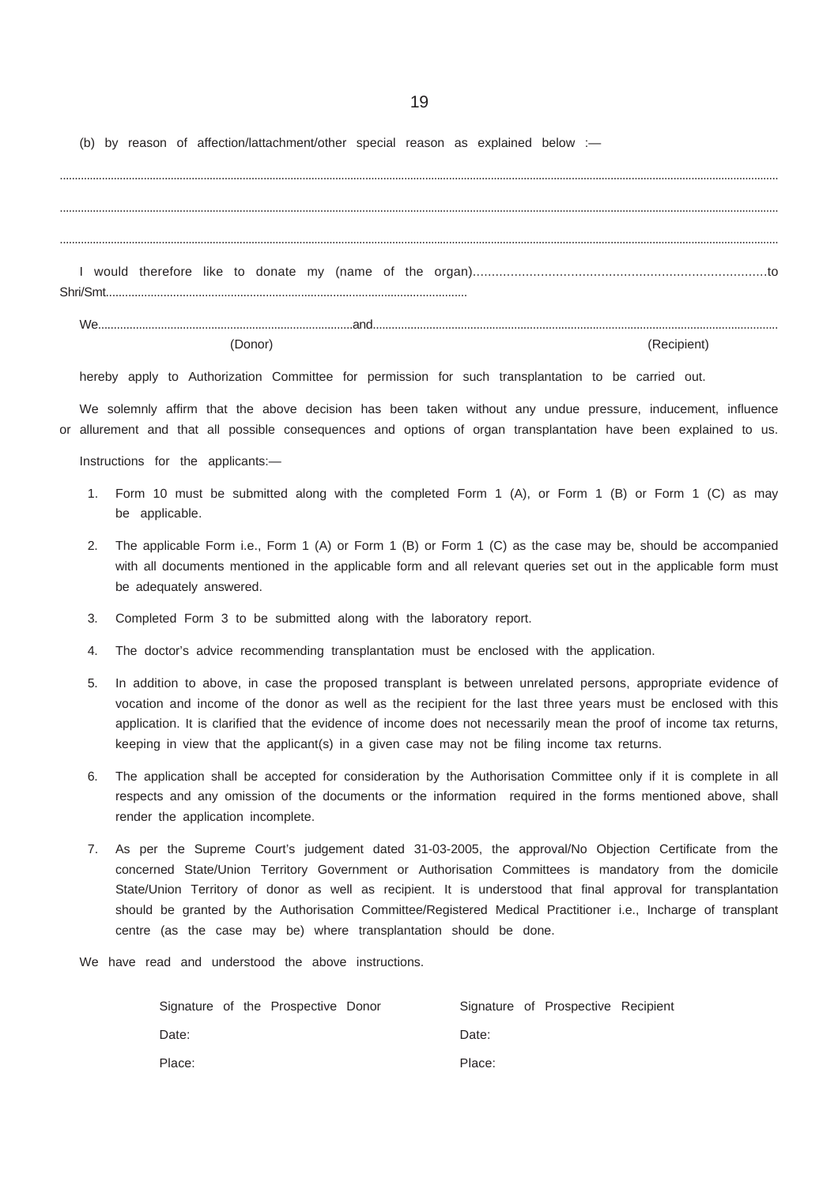(b) by reason of affection/lattachment/other special reason as explained below :—

..........................................................................................................................................................................................................................

..........................................................................................................................................................................................................................

..........................................................................................................................................................................................................................

I would therefore like to donate my (name of the organ)..............................................................................to Shri/Smt...................................................................................................................

We.................................................................................and...................................................................................................................................................

(Donor) (Recipient)

hereby apply to Authorization Committee for permission for such transplantation to be carried out.

We solemnly affirm that the above decision has been taken without any undue pressure, inducement, influence or allurement and that all possible consequences and options of organ transplantation have been explained to us.

Instructions for the applicants:—

1. Form 10 must be submitted along with the completed Form 1 (A), or Form 1 (B) or Form 1 (C) as may be applicable.
2. The applicable Form i.e., Form 1 (A) or Form 1 (B) or Form 1 (C) as the case may be, should be accompanied with all documents mentioned in the applicable form and all relevant queries set out in the applicable form must be adequately answered.
3. Completed Form 3 to be submitted along with the laboratory report.
4. The doctor's advice recommending transplantation must be enclosed with the application.
5. In addition to above, in case the proposed transplant is between unrelated persons, appropriate evidence of vocation and income of the donor as well as the recipient for the last three years must be enclosed with this application. It is clarified that the evidence of income does not necessarily mean the proof of income tax returns, keeping in view that the applicant(s) in a given case may not be filing income tax returns.
6. The application shall be accepted for consideration by the Authorisation Committee only if it is complete in all respects and any omission of the documents or the information required in the forms mentioned above, shall render the application incomplete.
7. As per the Supreme Court's judgement dated 31-03-2005, the approval/No Objection Certificate from the concerned State/Union Territory Government or Authorisation Committees is mandatory from the domicile State/Union Territory of donor as well as recipient. It is understood that final approval for transplantation should be granted by the Authorisation Committee/Registered Medical Practitioner i.e., Incharge of transplant centre (as the case may be) where transplantation should be done.

We have read and understood the above instructions.

| Signature of the Prospective Donor | Signature of Prospective Recipient |
| --- | --- |
| Date: | Date: |
| Place: | Place: |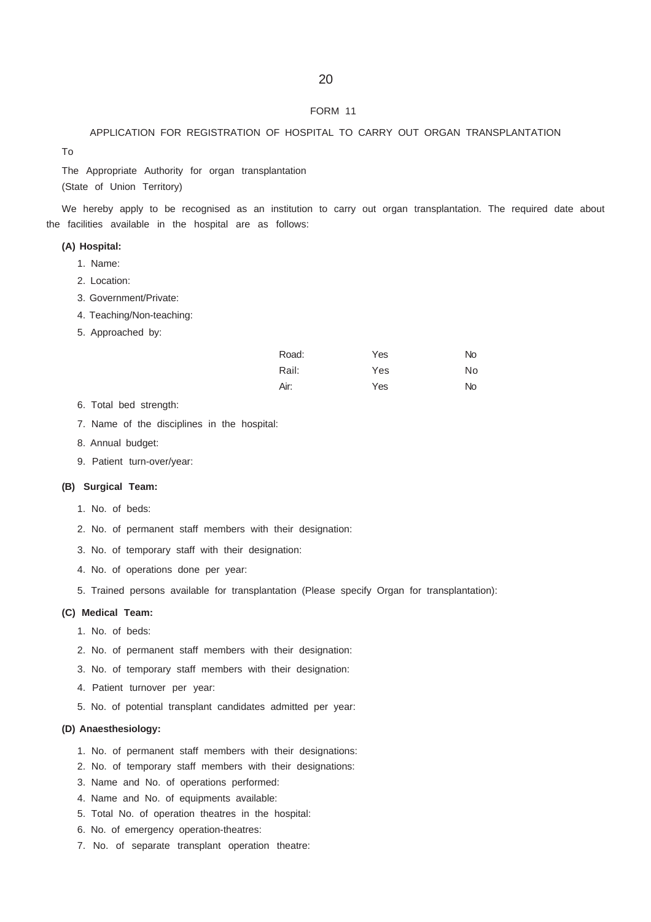FORM 11

APPLICATION FOR REGISTRATION OF HOSPITAL TO CARRY OUT ORGAN TRANSPLANTATION

To

The Appropriate Authority for organ transplantation
(State of Union Territory)

We hereby apply to be recognised as an institution to carry out organ transplantation. The required date about the facilities available in the hospital are as follows:

**(A) Hospital:**

1. Name:
2. Location:
3. Government/Private:
4. Teaching/Non-teaching:
5. Approached by:

| | | |
|---|---|---|
| Road: | Yes | No |
| Rail: | Yes | No |
| Air: | Yes | No |

6. Total bed strength:
7. Name of the disciplines in the hospital:
8. Annual budget:
9. Patient turn-over/year:

**(B) Surgical Team:**

1. No. of beds:
2. No. of permanent staff members with their designation:
3. No. of temporary staff with their designation:
4. No. of operations done per year:
5. Trained persons available for transplantation (Please specify Organ for transplantation):

**(C) Medical Team:**

1. No. of beds:
2. No. of permanent staff members with their designation:
3. No. of temporary staff members with their designation:
4. Patient turnover per year:
5. No. of potential transplant candidates admitted per year:

**(D) Anaesthesiology:**

1. No. of permanent staff members with their designations:
2. No. of temporary staff members with their designations:
3. Name and No. of operations performed:
4. Name and No. of equipments available:
5. Total No. of operation theatres in the hospital:
6. No. of emergency operation-theatres:
7. No. of separate transplant operation theatre: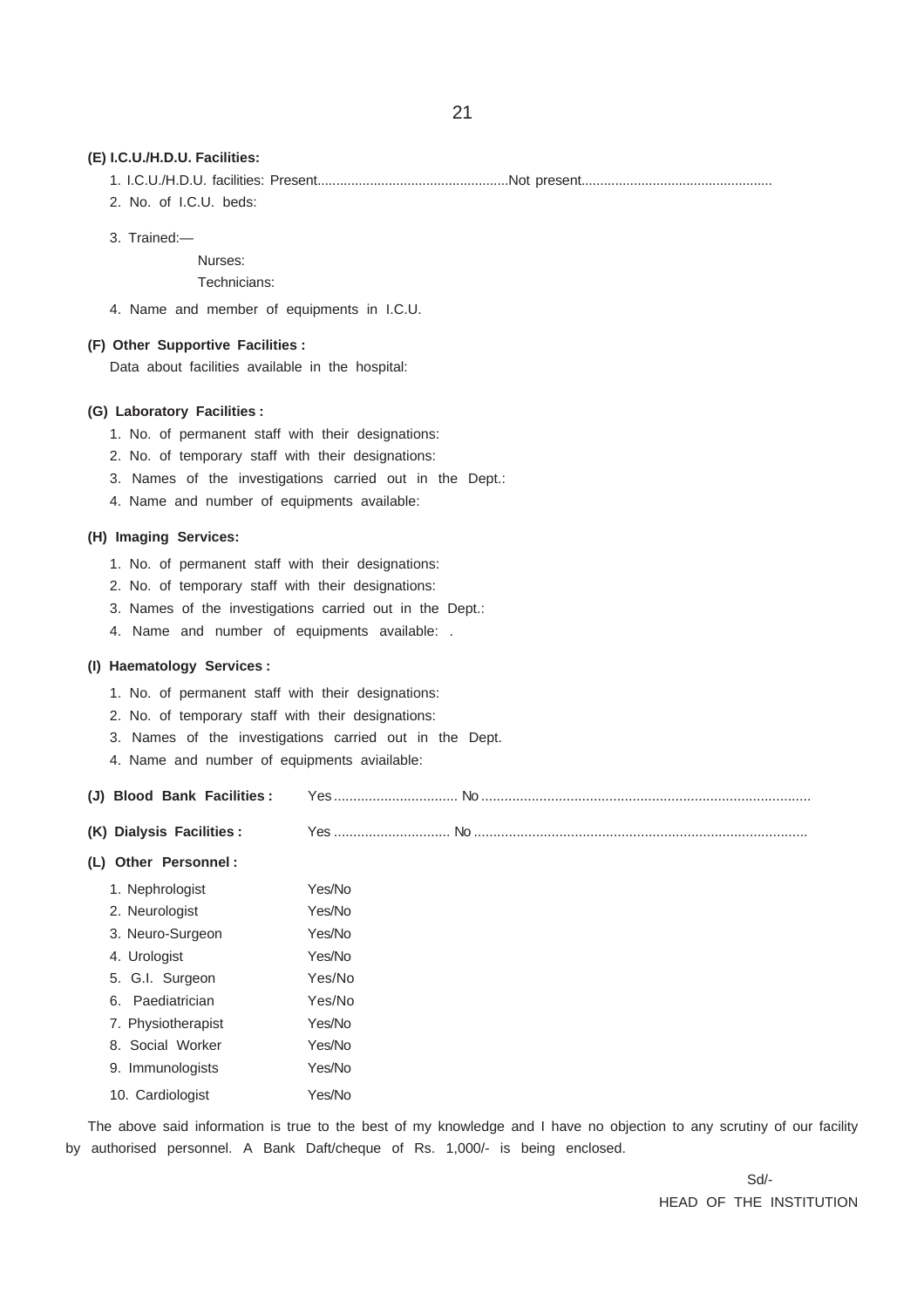**(E) I.C.U./H.D.U. Facilities:**

1. I.C.U./H.D.U. facilities: Present...................................................Not present...................................................
2. No. of I.C.U. beds:
3. Trained:—

   Nurses:

   Technicians:
4. Name and member of equipments in I.C.U.

**(F) Other Supportive Facilities :**

Data about facilities available in the hospital:

**(G) Laboratory Facilities :**

1. No. of permanent staff with their designations:
2. No. of temporary staff with their designations:
3. Names of the investigations carried out in the Dept.:
4. Name and number of equipments available:

**(H) Imaging Services:**

1. No. of permanent staff with their designations:
2. No. of temporary staff with their designations:
3. Names of the investigations carried out in the Dept.:
4. Name and number of equipments available: .

**(I) Haematology Services :**

1. No. of permanent staff with their designations:
2. No. of temporary staff with their designations:
3. Names of the investigations carried out in the Dept.
4. Name and number of equipments aviailable:

**(J) Blood Bank Facilities :** Yes ................................ No .....................................................................................

**(K) Dialysis Facilities :** Yes ............................. No .....................................................................................

**(L) Other Personnel :**

1. Nephrologist Yes/No
2. Neurologist Yes/No
3. Neuro-Surgeon Yes/No
4. Urologist Yes/No
5. G.I. Surgeon Yes/No
6. Paediatrician Yes/No
7. Physiotherapist Yes/No
8. Social Worker Yes/No
9. Immunologists Yes/No
10. Cardiologist Yes/No

The above said information is true to the best of my knowledge and I have no objection to any scrutiny of our facility by authorised personnel. A Bank Daft/cheque of Rs. 1,000/- is being enclosed.

Sd/-

HEAD OF THE INSTITUTION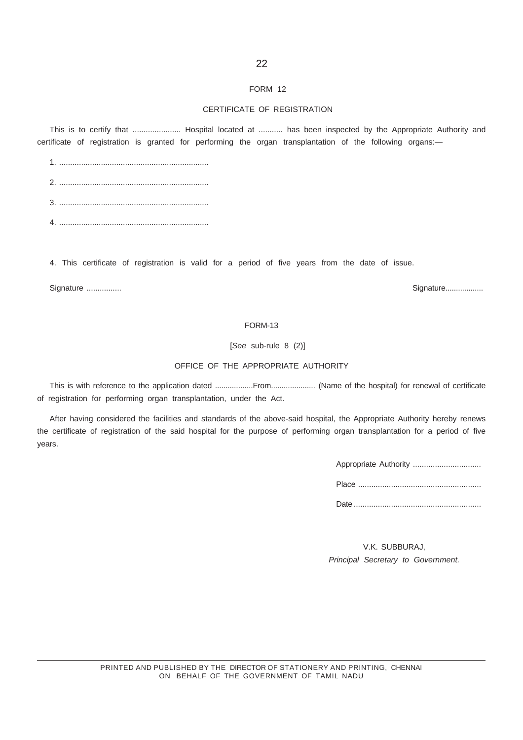## FORM 12

### CERTIFICATE OF REGISTRATION

This is to certify that ...................... Hospital located at ........... has been inspected by the Appropriate Authority and certificate of registration is granted for performing the organ transplantation of the following organs:—

1. ....................................................................
2. ....................................................................
3. ....................................................................
4. ....................................................................

4. This certificate of registration is valid for a period of five years from the date of issue.

Signature ................ Signature..................

## FORM-13

[*See* sub-rule 8 (2)]

### OFFICE OF THE APPROPRIATE AUTHORITY

This is with reference to the application dated ..................From..................... (Name of the hospital) for renewal of certificate of registration for performing organ transplantation, under the Act.

After having considered the facilities and standards of the above-said hospital, the Appropriate Authority hereby renews the certificate of registration of the said hospital for the purpose of performing organ transplantation for a period of five years.

Appropriate Authority ...............................

Place ........................................................

Date ..........................................................

V.K. SUBBURAJ,

*Principal Secretary to Government.*

PRINTED AND PUBLISHED BY THE DIRECTOR OF STATIONERY AND PRINTING, CHENNAI ON BEHALF OF THE GOVERNMENT OF TAMIL NADU